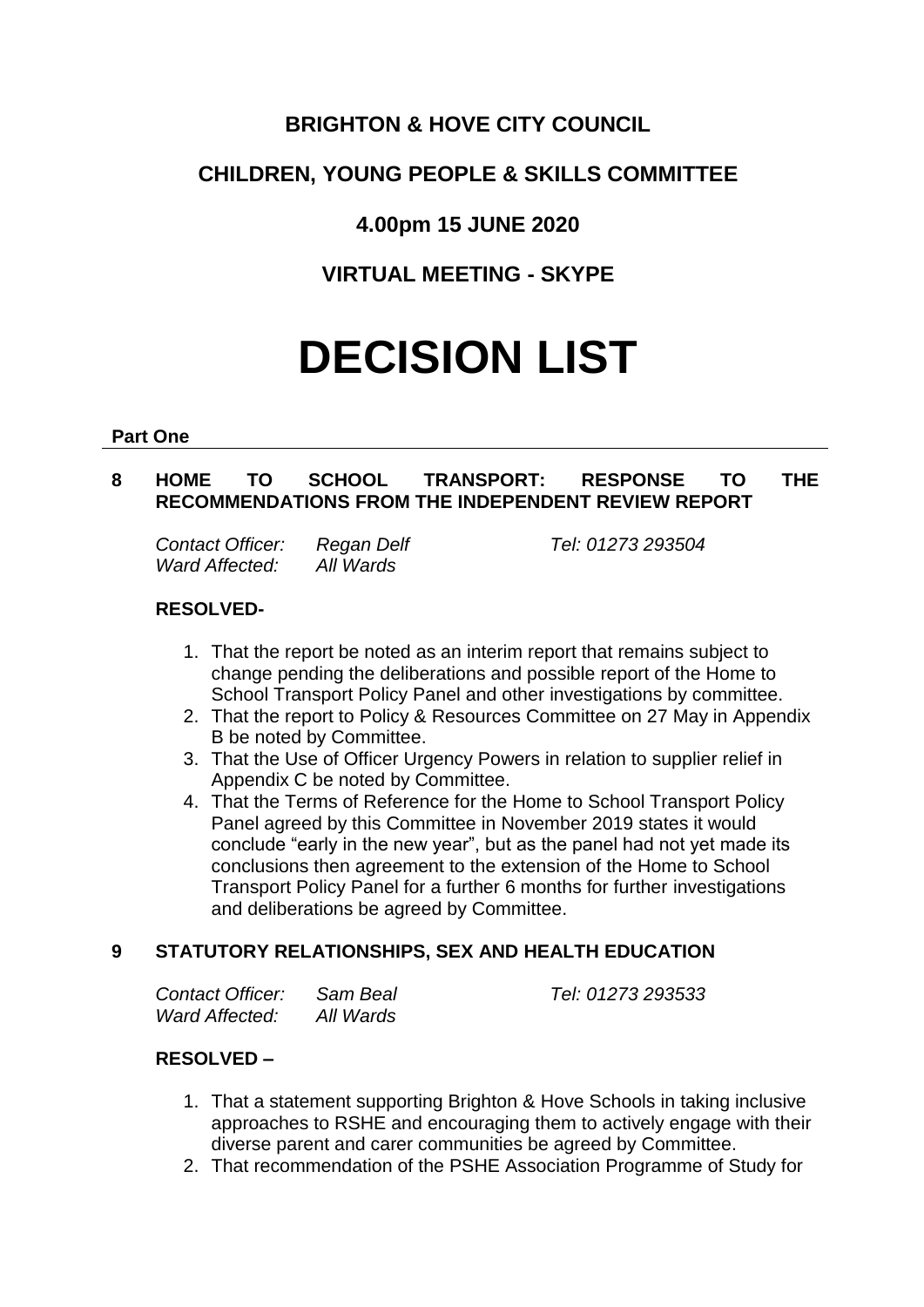**BRIGHTON & HOVE CITY COUNCIL**

**CHILDREN, YOUNG PEOPLE & SKILLS COMMITTEE**

**4.00pm 15 JUNE 2020**

**VIRTUAL MEETING - SKYPE**

# DECISION LIST

**Part One**

## 8 HOME TO SCHOOL TRANSPORT: RESPONSE TO THE RECOMMENDATIONS FROM THE INDEPENDENT REVIEW REPORT

*Contact Officer:* *Regan Delf* *Tel: 01273 293504*
*Ward Affected:* *All Wards*

**RESOLVED-**

1. That the report be noted as an interim report that remains subject to change pending the deliberations and possible report of the Home to School Transport Policy Panel and other investigations by committee.
2. That the report to Policy & Resources Committee on 27 May in Appendix B be noted by Committee.
3. That the Use of Officer Urgency Powers in relation to supplier relief in Appendix C be noted by Committee.
4. That the Terms of Reference for the Home to School Transport Policy Panel agreed by this Committee in November 2019 states it would conclude "early in the new year", but as the panel had not yet made its conclusions then agreement to the extension of the Home to School Transport Policy Panel for a further 6 months for further investigations and deliberations be agreed by Committee.

## 9 STATUTORY RELATIONSHIPS, SEX AND HEALTH EDUCATION

*Contact Officer:* *Sam Beal* *Tel: 01273 293533*
*Ward Affected:* *All Wards*

**RESOLVED –**

1. That a statement supporting Brighton & Hove Schools in taking inclusive approaches to RSHE and encouraging them to actively engage with their diverse parent and carer communities be agreed by Committee.
2. That recommendation of the PSHE Association Programme of Study for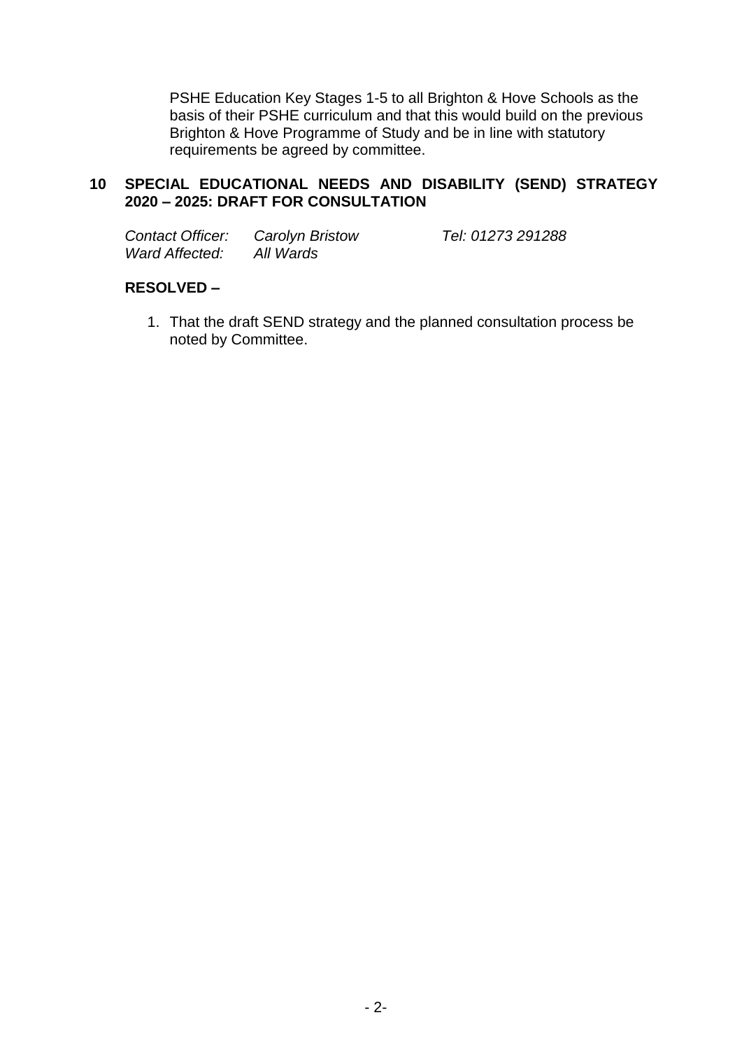PSHE Education Key Stages 1-5 to all Brighton & Hove Schools as the basis of their PSHE curriculum and that this would build on the previous Brighton & Hove Programme of Study and be in line with statutory requirements be agreed by committee.

## 10 SPECIAL EDUCATIONAL NEEDS AND DISABILITY (SEND) STRATEGY 2020 – 2025: DRAFT FOR CONSULTATION

*Contact Officer:* *Carolyn Bristow* *Tel: 01273 291288*
*Ward Affected:* *All Wards*

**RESOLVED –**

1. That the draft SEND strategy and the planned consultation process be noted by Committee.